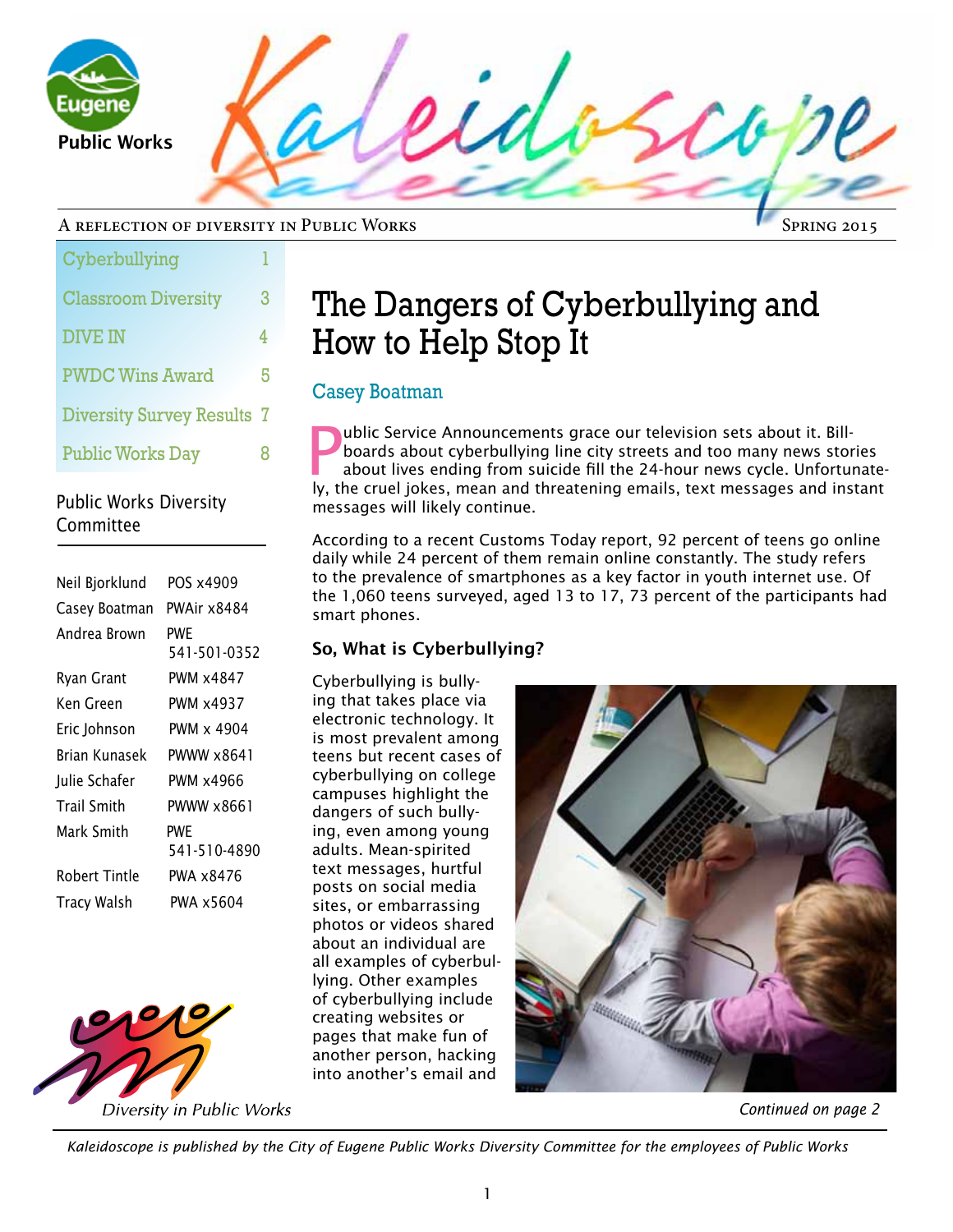# Kaleidoscope

A REFLECTION OF DIVERSITY IN PUBLIC WORKS — SPRING 2015

Eugene Public Works

| | |
|---|---|
| Cyberbullying | 1 |
| Classroom Diversity | 3 |
| DIVE IN | 4 |
| PWDC Wins Award | 5 |
| Diversity Survey Results | 7 |
| Public Works Day | 8 |

## Public Works Diversity Committee

| | |
|---|---|
| Neil Bjorklund | POS x4909 |
| Casey Boatman | PWAir x8484 |
| Andrea Brown | PWE 541-501-0352 |
| Ryan Grant | PWM x4847 |
| Ken Green | PWM x4937 |
| Eric Johnson | PWM x 4904 |
| Brian Kunasek | PWWW x8641 |
| Julie Schafer | PWM x4966 |
| Trail Smith | PWWW x8661 |
| Mark Smith | PWE 541-510-4890 |
| Robert Tintle | PWA x8476 |
| Tracy Walsh | PWA x5604 |

*Diversity in Public Works*

# The Dangers of Cyberbullying and How to Help Stop It

Casey Boatman

Public Service Announcements grace our television sets about it. Billboards about cyberbullying line city streets and too many news stories about lives ending from suicide fill the 24-hour news cycle. Unfortunately, the cruel jokes, mean and threatening emails, text messages and instant messages will likely continue.

According to a recent Customs Today report, 92 percent of teens go online daily while 24 percent of them remain online constantly. The study refers to the prevalence of smartphones as a key factor in youth internet use. Of the 1,060 teens surveyed, aged 13 to 17, 73 percent of the participants had smart phones.

### So, What is Cyberbullying?

Cyberbullying is bullying that takes place via electronic technology. It is most prevalent among teens but recent cases of cyberbullying on college campuses highlight the dangers of such bullying, even among young adults. Mean-spirited text messages, hurtful posts on social media sites, or embarrassing photos or videos shared about an individual are all examples of cyberbullying. Other examples of cyberbullying include creating websites or pages that make fun of another person, hacking into another's email and

*Continued on page 2*

*Kaleidoscope is published by the City of Eugene Public Works Diversity Committee for the employees of Public Works*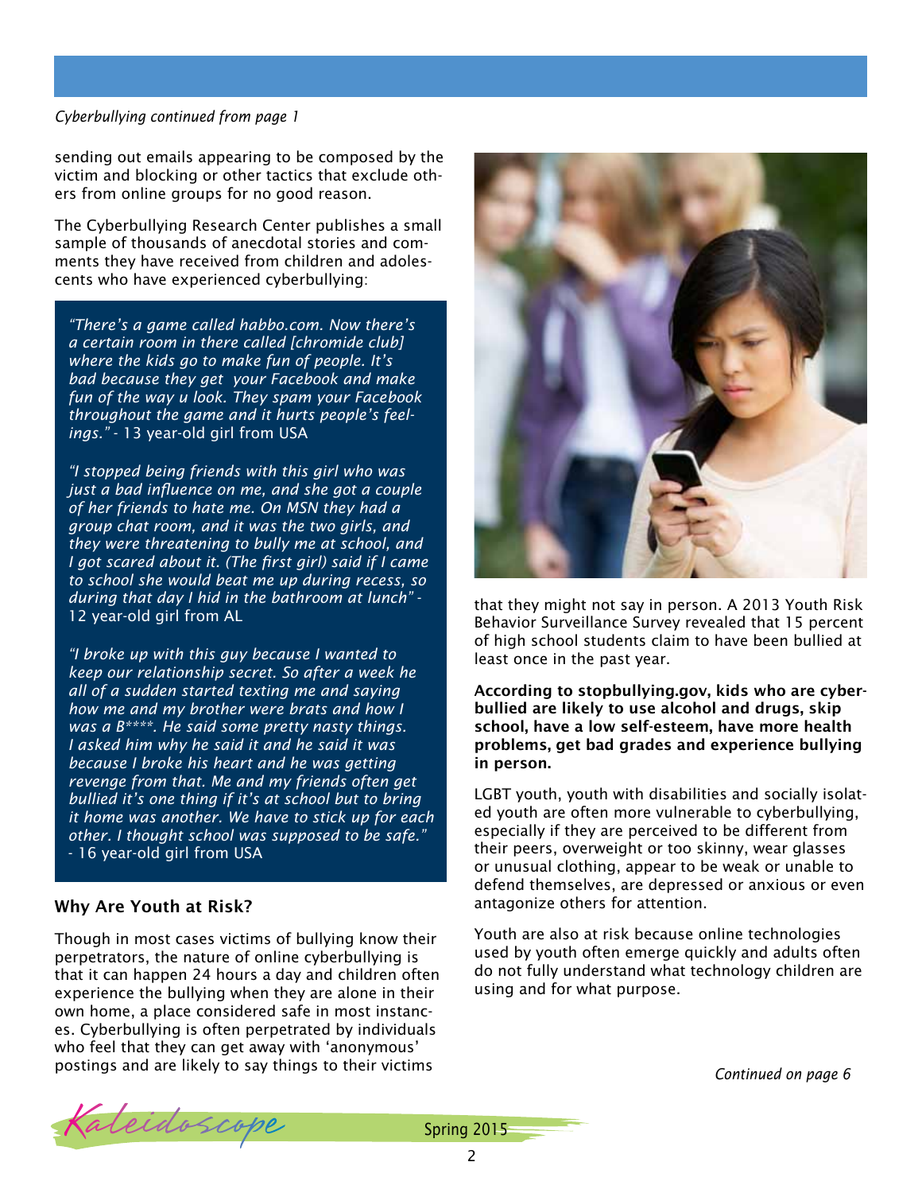*Cyberbullying continued from page 1*

sending out emails appearing to be composed by the victim and blocking or other tactics that exclude others from online groups for no good reason.

The Cyberbullying Research Center publishes a small sample of thousands of anecdotal stories and comments they have received from children and adolescents who have experienced cyberbullying:

> *"There's a game called habbo.com. Now there's a certain room in there called [chromide club] where the kids go to make fun of people. It's bad because they get your Facebook and make fun of the way u look. They spam your Facebook throughout the game and it hurts people's feelings."* - 13 year-old girl from USA
>
> *"I stopped being friends with this girl who was just a bad influence on me, and she got a couple of her friends to hate me. On MSN they had a group chat room, and it was the two girls, and they were threatening to bully me at school, and I got scared about it. (The first girl) said if I came to school she would beat me up during recess, so during that day I hid in the bathroom at lunch"* - 12 year-old girl from AL
>
> *"I broke up with this guy because I wanted to keep our relationship secret. So after a week he all of a sudden started texting me and saying how me and my brother were brats and how I was a B****. He said some pretty nasty things. I asked him why he said it and he said it was because I broke his heart and he was getting revenge from that. Me and my friends often get bullied it's one thing if it's at school but to bring it home was another. We have to stick up for each other. I thought school was supposed to be safe."* - 16 year-old girl from USA

### Why Are Youth at Risk?

Though in most cases victims of bullying know their perpetrators, the nature of online cyberbullying is that it can happen 24 hours a day and children often experience the bullying when they are alone in their own home, a place considered safe in most instances. Cyberbullying is often perpetrated by individuals who feel that they can get away with 'anonymous' postings and are likely to say things to their victims that they might not say in person. A 2013 Youth Risk Behavior Surveillance Survey revealed that 15 percent of high school students claim to have been bullied at least once in the past year.

**According to stopbullying.gov, kids who are cyberbullied are likely to use alcohol and drugs, skip school, have a low self-esteem, have more health problems, get bad grades and experience bullying in person.**

LGBT youth, youth with disabilities and socially isolated youth are often more vulnerable to cyberbullying, especially if they are perceived to be different from their peers, overweight or too skinny, wear glasses or unusual clothing, appear to be weak or unable to defend themselves, are depressed or anxious or even antagonize others for attention.

Youth are also at risk because online technologies used by youth often emerge quickly and adults often do not fully understand what technology children are using and for what purpose.

*Continued on page 6*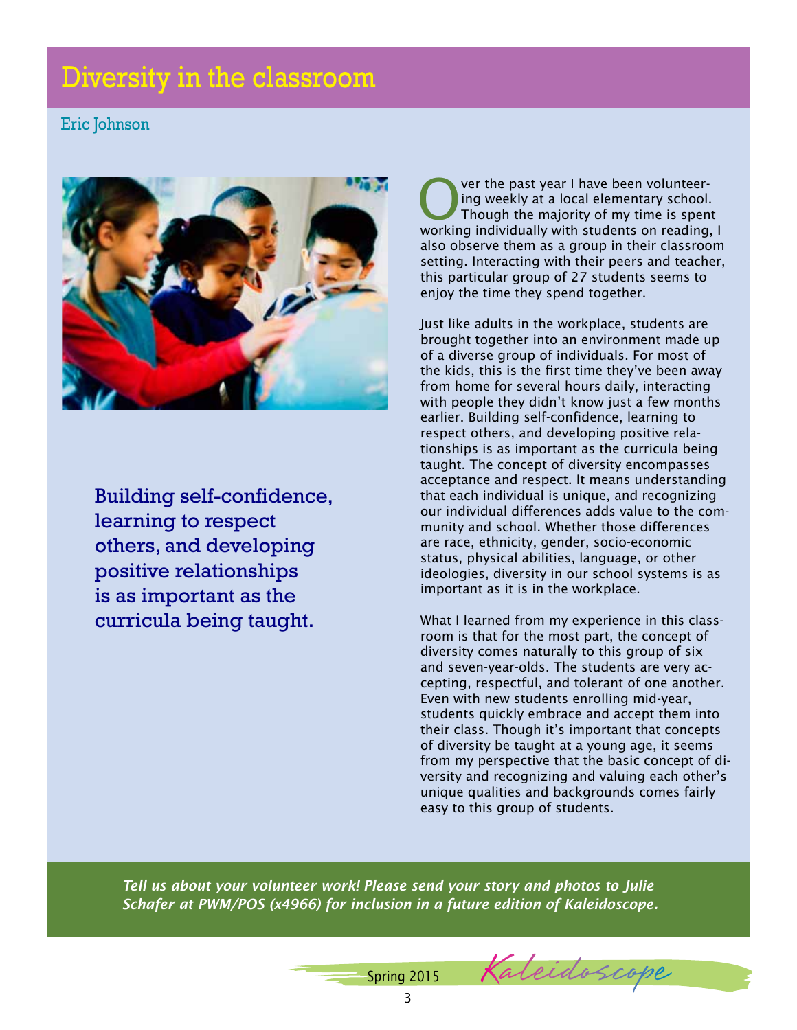# Diversity in the classroom

Eric Johnson

Building self-confidence, learning to respect others, and developing positive relationships is as important as the curricula being taught.

Over the past year I have been volunteering weekly at a local elementary school. Though the majority of my time is spent working individually with students on reading, I also observe them as a group in their classroom setting. Interacting with their peers and teacher, this particular group of 27 students seems to enjoy the time they spend together.

Just like adults in the workplace, students are brought together into an environment made up of a diverse group of individuals. For most of the kids, this is the first time they've been away from home for several hours daily, interacting with people they didn't know just a few months earlier. Building self-confidence, learning to respect others, and developing positive relationships is as important as the curricula being taught. The concept of diversity encompasses acceptance and respect. It means understanding that each individual is unique, and recognizing our individual differences adds value to the community and school. Whether those differences are race, ethnicity, gender, socio-economic status, physical abilities, language, or other ideologies, diversity in our school systems is as important as it is in the workplace.

What I learned from my experience in this classroom is that for the most part, the concept of diversity comes naturally to this group of six and seven-year-olds. The students are very accepting, respectful, and tolerant of one another. Even with new students enrolling mid-year, students quickly embrace and accept them into their class. Though it's important that concepts of diversity be taught at a young age, it seems from my perspective that the basic concept of diversity and recognizing and valuing each other's unique qualities and backgrounds comes fairly easy to this group of students.

***Tell us about your volunteer work! Please send your story and photos to Julie Schafer at PWM/POS (x4966) for inclusion in a future edition of Kaleidoscope.***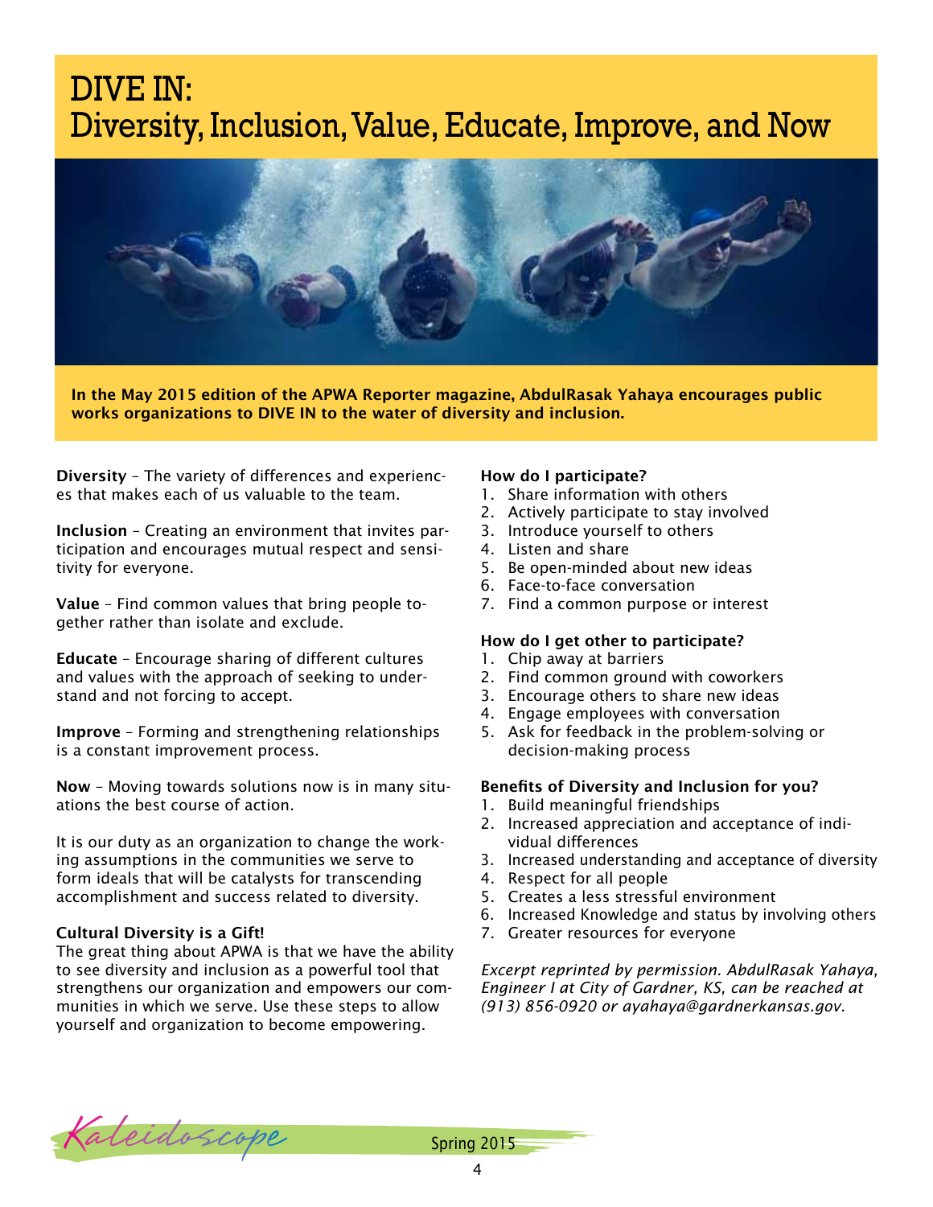# DIVE IN:
# Diversity, Inclusion, Value, Educate, Improve, and Now

**In the May 2015 edition of the APWA Reporter magazine, AbdulRasak Yahaya encourages public works organizations to DIVE IN to the water of diversity and inclusion.**

**Diversity** – The variety of differences and experiences that makes each of us valuable to the team.

**Inclusion** – Creating an environment that invites participation and encourages mutual respect and sensitivity for everyone.

**Value** – Find common values that bring people together rather than isolate and exclude.

**Educate** – Encourage sharing of different cultures and values with the approach of seeking to understand and not forcing to accept.

**Improve** – Forming and strengthening relationships is a constant improvement process.

**Now** – Moving towards solutions now is in many situations the best course of action.

It is our duty as an organization to change the working assumptions in the communities we serve to form ideals that will be catalysts for transcending accomplishment and success related to diversity.

**Cultural Diversity is a Gift!**

The great thing about APWA is that we have the ability to see diversity and inclusion as a powerful tool that strengthens our organization and empowers our communities in which we serve. Use these steps to allow yourself and organization to become empowering.

**How do I participate?**

1. Share information with others
2. Actively participate to stay involved
3. Introduce yourself to others
4. Listen and share
5. Be open-minded about new ideas
6. Face-to-face conversation
7. Find a common purpose or interest

**How do I get other to participate?**

1. Chip away at barriers
2. Find common ground with coworkers
3. Encourage others to share new ideas
4. Engage employees with conversation
5. Ask for feedback in the problem-solving or decision-making process

**Benefits of Diversity and Inclusion for you?**

1. Build meaningful friendships
2. Increased appreciation and acceptance of individual differences
3. Increased understanding and acceptance of diversity
4. Respect for all people
5. Creates a less stressful environment
6. Increased Knowledge and status by involving others
7. Greater resources for everyone

*Excerpt reprinted by permission. AbdulRasak Yahaya, Engineer I at City of Gardner, KS, can be reached at (913) 856-0920 or ayahaya@gardnerkansas.gov.*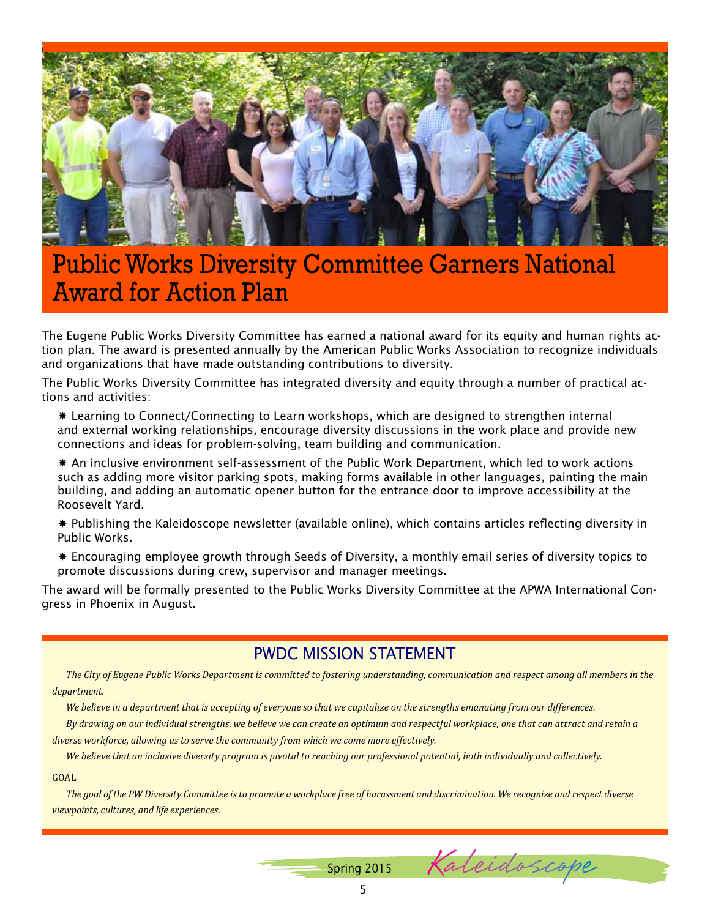# Public Works Diversity Committee Garners National Award for Action Plan

The Eugene Public Works Diversity Committee has earned a national award for its equity and human rights action plan. The award is presented annually by the American Public Works Association to recognize individuals and organizations that have made outstanding contributions to diversity.

The Public Works Diversity Committee has integrated diversity and equity through a number of practical actions and activities:

- Learning to Connect/Connecting to Learn workshops, which are designed to strengthen internal and external working relationships, encourage diversity discussions in the work place and provide new connections and ideas for problem-solving, team building and communication.
- An inclusive environment self-assessment of the Public Work Department, which led to work actions such as adding more visitor parking spots, making forms available in other languages, painting the main building, and adding an automatic opener button for the entrance door to improve accessibility at the Roosevelt Yard.
- Publishing the Kaleidoscope newsletter (available online), which contains articles reflecting diversity in Public Works.
- Encouraging employee growth through Seeds of Diversity, a monthly email series of diversity topics to promote discussions during crew, supervisor and manager meetings.

The award will be formally presented to the Public Works Diversity Committee at the APWA International Congress in Phoenix in August.

## PWDC MISSION STATEMENT

*The City of Eugene Public Works Department is committed to fostering understanding, communication and respect among all members in the department.*

*We believe in a department that is accepting of everyone so that we capitalize on the strengths emanating from our differences.*

*By drawing on our individual strengths, we believe we can create an optimum and respectful workplace, one that can attract and retain a diverse workforce, allowing us to serve the community from which we come more effectively.*

*We believe that an inclusive diversity program is pivotal to reaching our professional potential, both individually and collectively.*

GOAL

*The goal of the PW Diversity Committee is to promote a workplace free of harassment and discrimination. We recognize and respect diverse viewpoints, cultures, and life experiences.*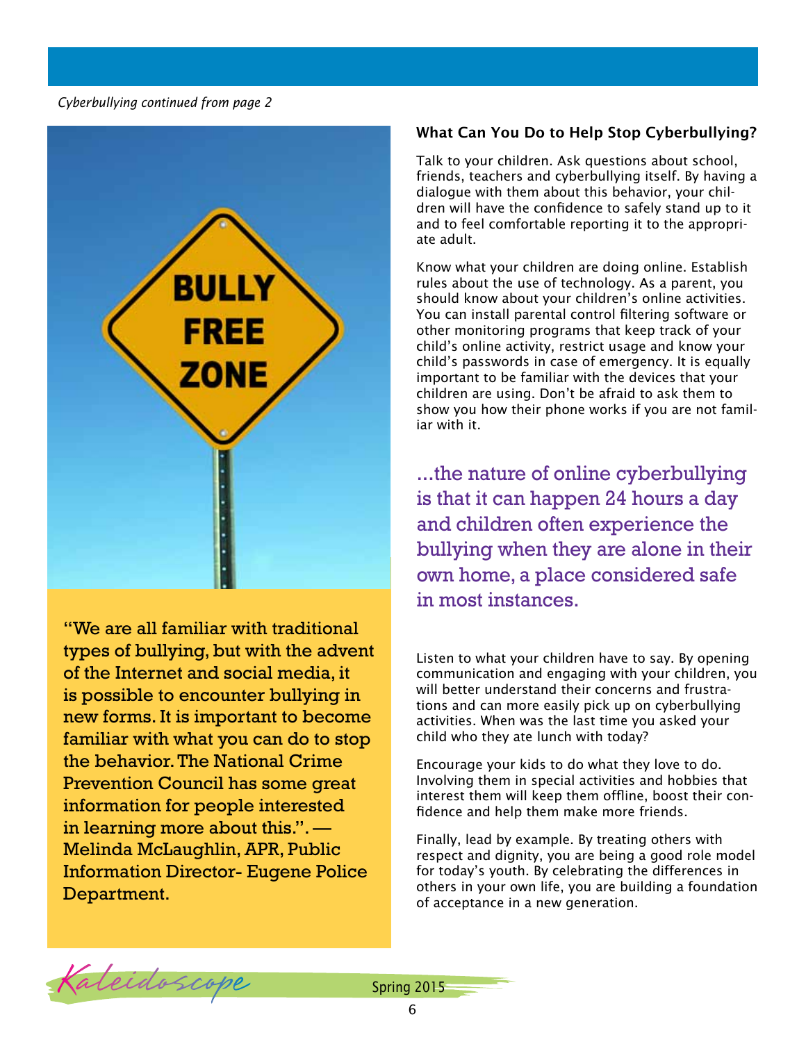*Cyberbullying continued from page 2*

"We are all familiar with traditional types of bullying, but with the advent of the Internet and social media, it is possible to encounter bullying in new forms. It is important to become familiar with what you can do to stop the behavior. The National Crime Prevention Council has some great information for people interested in learning more about this.". — Melinda McLaughlin, APR, Public Information Director- Eugene Police Department.

### What Can You Do to Help Stop Cyberbullying?

Talk to your children. Ask questions about school, friends, teachers and cyberbullying itself. By having a dialogue with them about this behavior, your children will have the confidence to safely stand up to it and to feel comfortable reporting it to the appropriate adult.

Know what your children are doing online. Establish rules about the use of technology. As a parent, you should know about your children's online activities. You can install parental control filtering software or other monitoring programs that keep track of your child's online activity, restrict usage and know your child's passwords in case of emergency. It is equally important to be familiar with the devices that your children are using. Don't be afraid to ask them to show you how their phone works if you are not familiar with it.

...the nature of online cyberbullying is that it can happen 24 hours a day and children often experience the bullying when they are alone in their own home, a place considered safe in most instances.

Listen to what your children have to say. By opening communication and engaging with your children, you will better understand their concerns and frustrations and can more easily pick up on cyberbullying activities. When was the last time you asked your child who they ate lunch with today?

Encourage your kids to do what they love to do. Involving them in special activities and hobbies that interest them will keep them offline, boost their confidence and help them make more friends.

Finally, lead by example. By treating others with respect and dignity, you are being a good role model for today's youth. By celebrating the differences in others in your own life, you are building a foundation of acceptance in a new generation.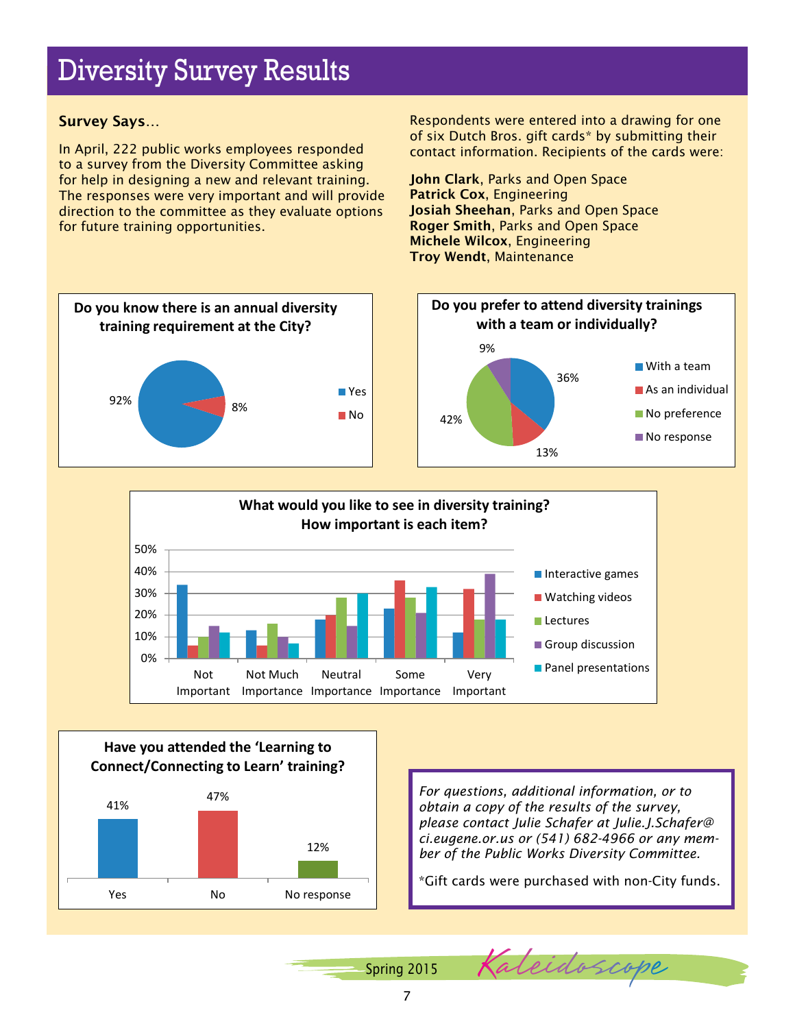# Diversity Survey Results

**Survey Says**...

In April, 222 public works employees responded to a survey from the Diversity Committee asking for help in designing a new and relevant training. The responses were very important and will provide direction to the committee as they evaluate options for future training opportunities.

Respondents were entered into a drawing for one of six Dutch Bros. gift cards* by submitting their contact information. Recipients of the cards were:

**John Clark**, Parks and Open Space
**Patrick Cox**, Engineering
**Josiah Sheehan**, Parks and Open Space
**Roger Smith**, Parks and Open Space
**Michele Wilcox**, Engineering
**Troy Wendt**, Maintenance

**Do you know there is an annual diversity training requirement at the City?**

| Response | Percent |
|---|---|
| Yes | 92% |
| No | 8% |

**Do you prefer to attend diversity trainings with a team or individually?**

| Response | Percent |
|---|---|
| With a team | 36% |
| As an individual | 13% |
| No preference | 42% |
| No response | 9% |

**What would you like to see in diversity training? How important is each item?**

| | Not Important | Not Much Importance | Neutral Importance | Some Importance | Very Important |
|---|---|---|---|---|---|
| Interactive games | 34% | 13% | 18% | 23% | 12% |
| Watching videos | 6% | 6% | 20% | 36% | 32% |
| Lectures | 10% | 16% | 28% | 28% | 18% |
| Group discussion | 15% | 10% | 15% | 21% | 39% |
| Panel presentations | 12% | 7% | 30% | 33% | 18% |

**Have you attended the 'Learning to Connect/Connecting to Learn' training?**

| Response | Percent |
|---|---|
| Yes | 41% |
| No | 47% |
| No response | 12% |

*For questions, additional information, or to obtain a copy of the results of the survey, please contact Julie Schafer at Julie.J.Schafer@ci.eugene.or.us or (541) 682-4966 or any member of the Public Works Diversity Committee.*

*Gift cards were purchased with non-City funds.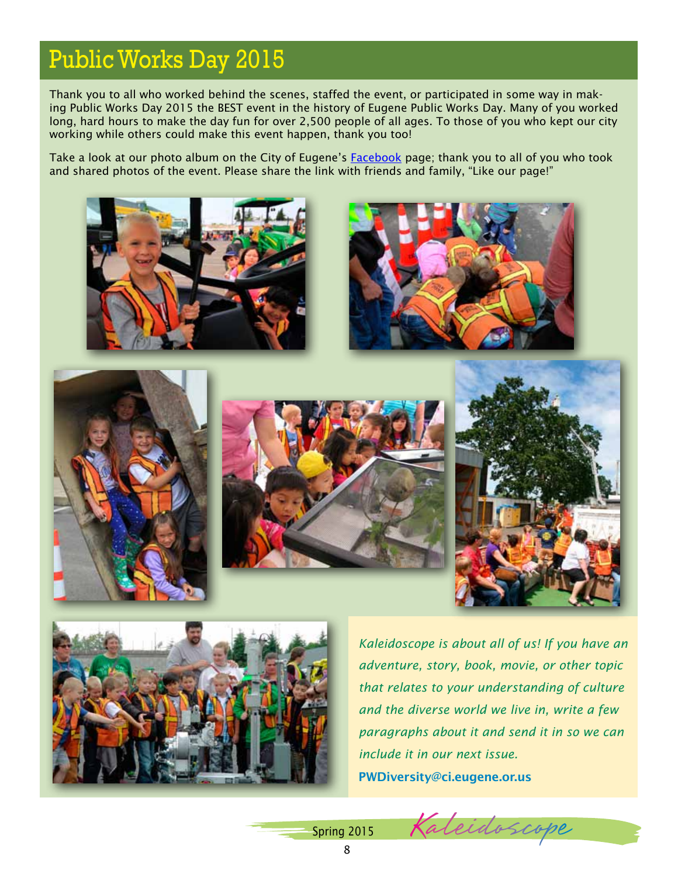# Public Works Day 2015

Thank you to all who worked behind the scenes, staffed the event, or participated in some way in making Public Works Day 2015 the BEST event in the history of Eugene Public Works Day. Many of you worked long, hard hours to make the day fun for over 2,500 people of all ages. To those of you who kept our city working while others could make this event happen, thank you too!

Take a look at our photo album on the City of Eugene's Facebook page; thank you to all of you who took and shared photos of the event. Please share the link with friends and family, "Like our page!"

*Kaleidoscope is about all of us! If you have an adventure, story, book, movie, or other topic that relates to your understanding of culture and the diverse world we live in, write a few paragraphs about it and send it in so we can include it in our next issue.*

**PWDiversity@ci.eugene.or.us**